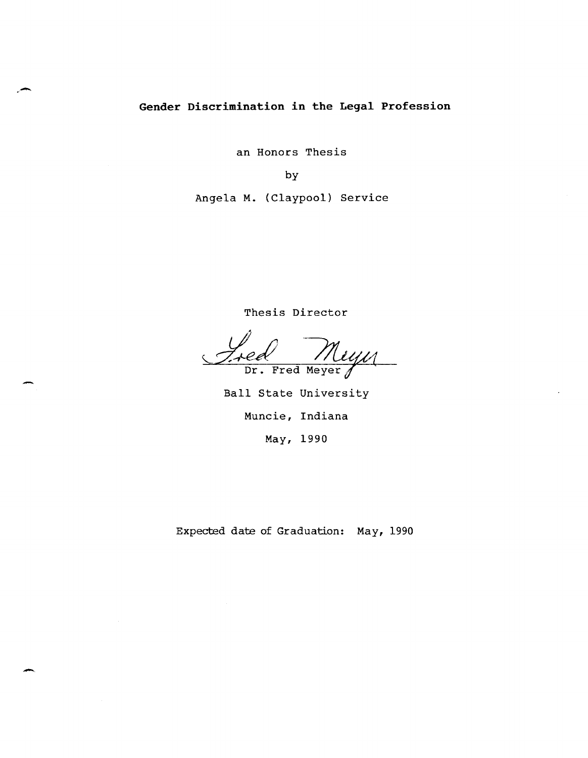# Gender Discrimination in the Legal Profession

an Honors Thesis

by

Angela M. (Claypool) Service

Thesis Director

Dr. Fred Meyer

Ball State University

Muncie, Indiana

May, 1990

Expected date of Graduation: May, 1990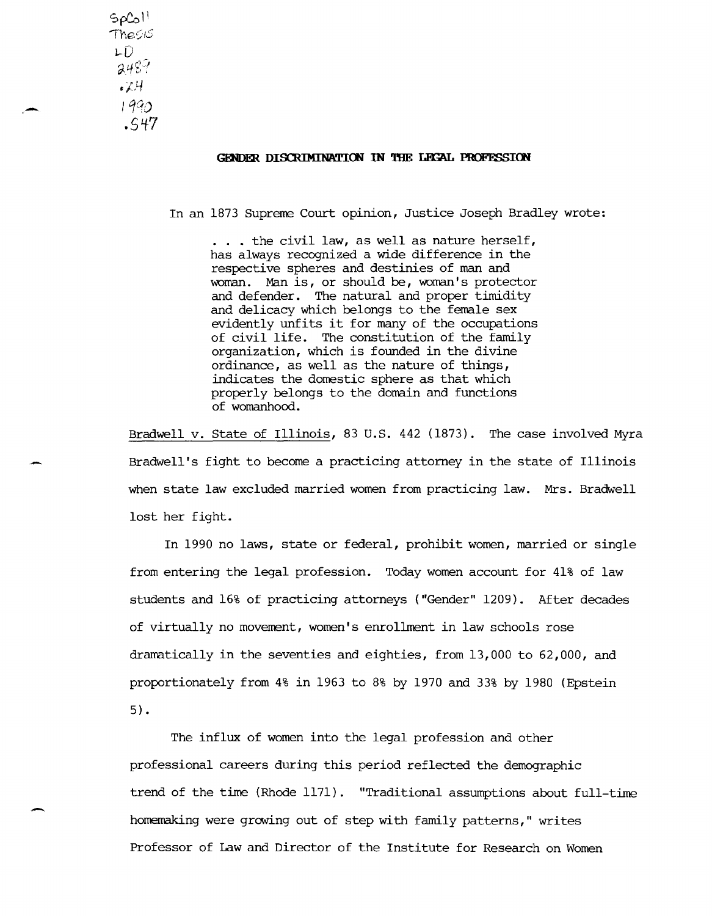SpColl Thesis LD 2489 .Z4 1990 .S47

## GENDER DISCRIMINATION IN THE LEGAL PROFESSION

In an 1873 Supreme Court opinion, Justice Joseph Bradley wrote:

> . . . the civil law, as well as nature herself, has always recognized a wide difference in the respective spheres and destinies of man and woman. Man is, or should be, woman's protector and defender. The natural and proper timidity and delicacy which belongs to the female sex evidently unfits it for many of the occupations of civil life. The constitution of the family organization, which is founded in the divine ordinance, as well as the nature of things, indicates the domestic sphere as that which properly belongs to the domain and functions of womanhood.

Bradwell v. State of Illinois, 83 U.S. 442 (1873). The case involved Myra Bradwell's fight to become a practicing attorney in the state of Illinois when state law excluded married women from practicing law. Mrs. Bradwell lost her fight.

In 1990 no laws, state or federal, prohibit women, married or single from entering the legal profession. Today women account for 41% of law students and 16% of practicing attorneys ("Gender" 1209). After decades of virtually no movement, women's enrollment in law schools rose dramatically in the seventies and eighties, from 13,000 to 62,000, and proportionately from 4% in 1963 to 8% by 1970 and 33% by 1980 (Epstein 5).

The influx of women into the legal profession and other professional careers during this period reflected the demographic trend of the time (Rhode 1171). "Traditional assumptions about full-time homemaking were growing out of step with family patterns," writes Professor of Law and Director of the Institute for Research on Women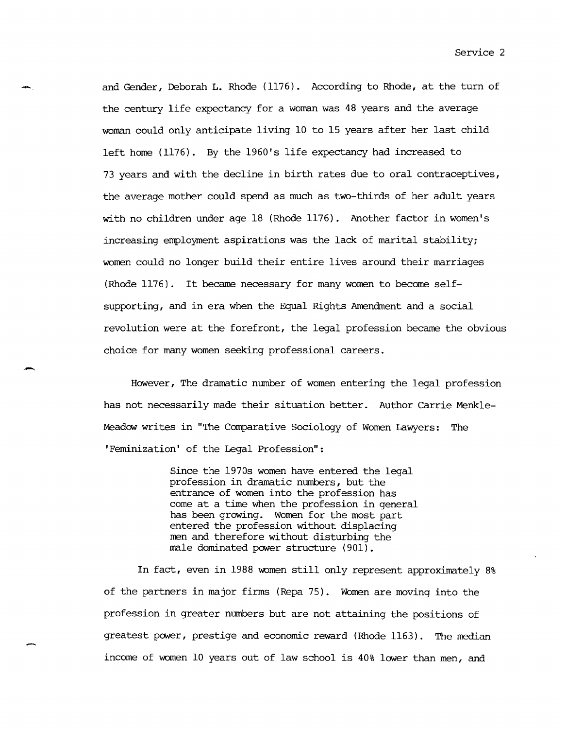and Gender, Deborah L. Rhode (1176). According to Rhode, at the turn of the century life expectancy for a woman was 48 years and the average woman could only anticipate living 10 to 15 years after her last child left home (1176). By the 1960's life expectancy had increased to 73 years and with the decline in birth rates due to oral contraceptives, the average mother could spend as much as two-thirds of her adult years with no children under age 18 (Rhode 1176). Another factor in women's increasing employment aspirations was the lack of marital stability; women could no longer build their entire lives around their marriages (Rhode 1176). It became necessary for many women to become self-supporting, and in era when the Equal Rights Amendment and a social revolution were at the forefront, the legal profession became the obvious choice for many women seeking professional careers.

However, The dramatic number of women entering the legal profession has not necessarily made their situation better. Author Carrie Menkle-Meadow writes in "The Comparative Sociology of Women Lawyers: The 'Feminization' of the Legal Profession":

> Since the 1970s women have entered the legal profession in dramatic numbers, but the entrance of women into the profession has come at a time when the profession in general has been growing. Women for the most part entered the profession without displacing men and therefore without disturbing the male dominated power structure (901).

In fact, even in 1988 women still only represent approximately 8% of the partners in major firms (Repa 75). Women are moving into the profession in greater numbers but are not attaining the positions of greatest power, prestige and economic reward (Rhode 1163). The median income of women 10 years out of law school is 40% lower than men, and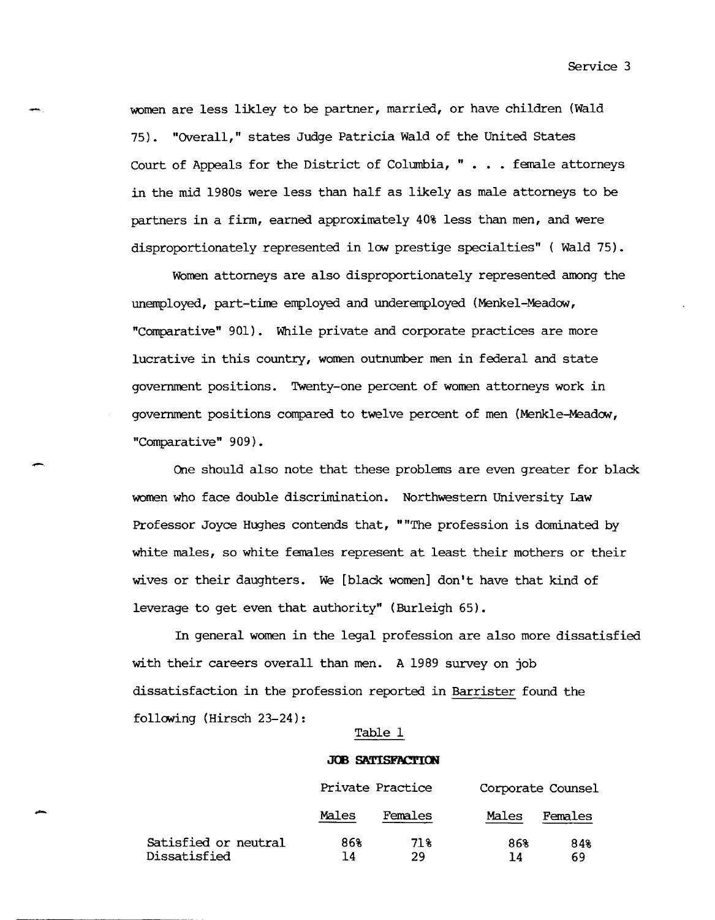women are less likley to be partner, married, or have children (Wald 75). "Overall," states Judge Patricia Wald of the United States Court of Appeals for the District of Columbia, " . . . female attorneys in the mid 1980s were less than half as likely as male attorneys to be partners in a firm, earned approximately 40% less than men, and were disproportionately represented in low prestige specialties" ( Wald 75).

Women attorneys are also disproportionately represented among the unemployed, part-time employed and underemployed (Menkel-Meadow, "Comparative" 901). While private and corporate practices are more lucrative in this country, women outnumber men in federal and state government positions. Twenty-one percent of women attorneys work in government positions compared to twelve percent of men (Menkle-Meadow, "Comparative" 909).

One should also note that these problems are even greater for black women who face double discrimination. Northwestern University Law Professor Joyce Hughes contends that, ""The profession is dominated by white males, so white females represent at least their mothers or their wives or their daughters. We [black women] don't have that kind of leverage to get even that authority" (Burleigh 65).

In general women in the legal profession are also more dissatisfied with their careers overall than men. A 1989 survey on job dissatisfaction in the profession reported in Barrister found the following (Hirsch 23-24):

Table 1

**JOB SATISFACTION**

| | Private Practice | | Corporate Counsel | |
|---|---|---|---|---|
| | Males | Females | Males | Females |
| Satisfied or neutral | 86% | 71% | 86% | 84% |
| Dissatisfied | 14 | 29 | 14 | 69 |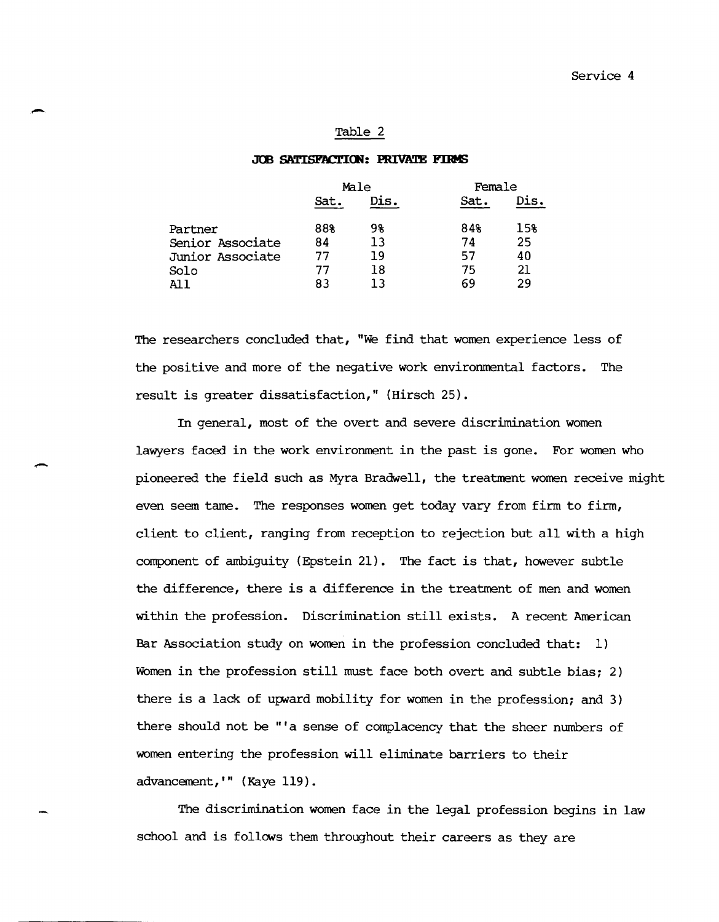Table 2

**JOB SATISFACTION: PRIVATE FIRMS**

| | Male | | Female | |
|---|---|---|---|---|
| | Sat. | Dis. | Sat. | Dis. |
| Partner | 88% | 9% | 84% | 15% |
| Senior Associate | 84 | 13 | 74 | 25 |
| Junior Associate | 77 | 19 | 57 | 40 |
| Solo | 77 | 18 | 75 | 21 |
| All | 83 | 13 | 69 | 29 |

The researchers concluded that, "We find that women experience less of the positive and more of the negative work environmental factors. The result is greater dissatisfaction," (Hirsch 25).

In general, most of the overt and severe discrimination women lawyers faced in the work environment in the past is gone. For women who pioneered the field such as Myra Bradwell, the treatment women receive might even seem tame. The responses women get today vary from firm to firm, client to client, ranging from reception to rejection but all with a high component of ambiguity (Epstein 21). The fact is that, however subtle the difference, there is a difference in the treatment of men and women within the profession. Discrimination still exists. A recent American Bar Association study on women in the profession concluded that: 1) Women in the profession still must face both overt and subtle bias; 2) there is a lack of upward mobility for women in the profession; and 3) there should not be "'a sense of complacency that the sheer numbers of women entering the profession will eliminate barriers to their advancement,'" (Kaye 119).

The discrimination women face in the legal profession begins in law school and is follows them throughout their careers as they are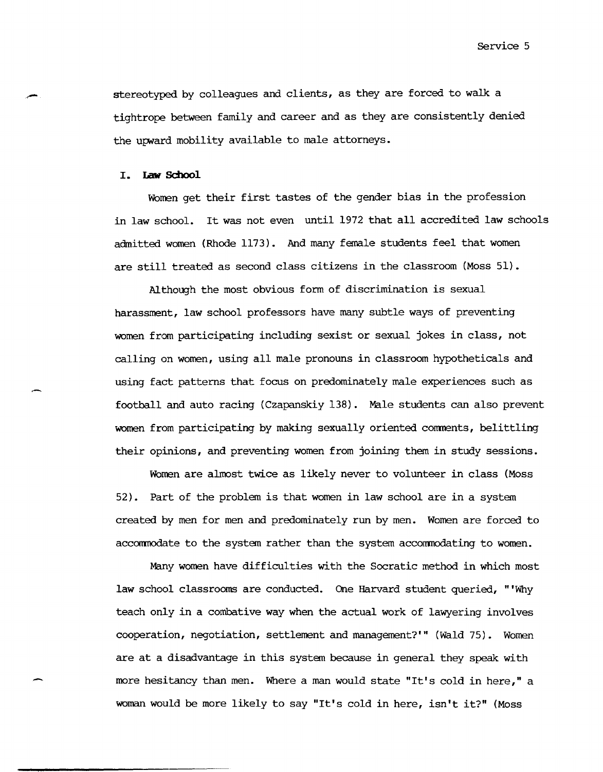stereotyped by colleagues and clients, as they are forced to walk a tightrope between family and career and as they are consistently denied the upward mobility available to male attorneys.

## I. Law School

Women get their first tastes of the gender bias in the profession in law school. It was not even until 1972 that all accredited law schools admitted women (Rhode 1173). And many female students feel that women are still treated as second class citizens in the classroom (Moss 51).

Although the most obvious form of discrimination is sexual harassment, law school professors have many subtle ways of preventing women from participating including sexist or sexual jokes in class, not calling on women, using all male pronouns in classroom hypotheticals and using fact patterns that focus on predominately male experiences such as football and auto racing (Czapanskiy 138). Male students can also prevent women from participating by making sexually oriented comments, belittling their opinions, and preventing women from joining them in study sessions.

Women are almost twice as likely never to volunteer in class (Moss 52). Part of the problem is that women in law school are in a system created by men for men and predominately run by men. Women are forced to accommodate to the system rather than the system accommodating to women.

Many women have difficulties with the Socratic method in which most law school classrooms are conducted. One Harvard student queried, "'Why teach only in a combative way when the actual work of lawyering involves cooperation, negotiation, settlement and management?'" (Wald 75). Women are at a disadvantage in this system because in general they speak with more hesitancy than men. Where a man would state "It's cold in here," a woman would be more likely to say "It's cold in here, isn't it?" (Moss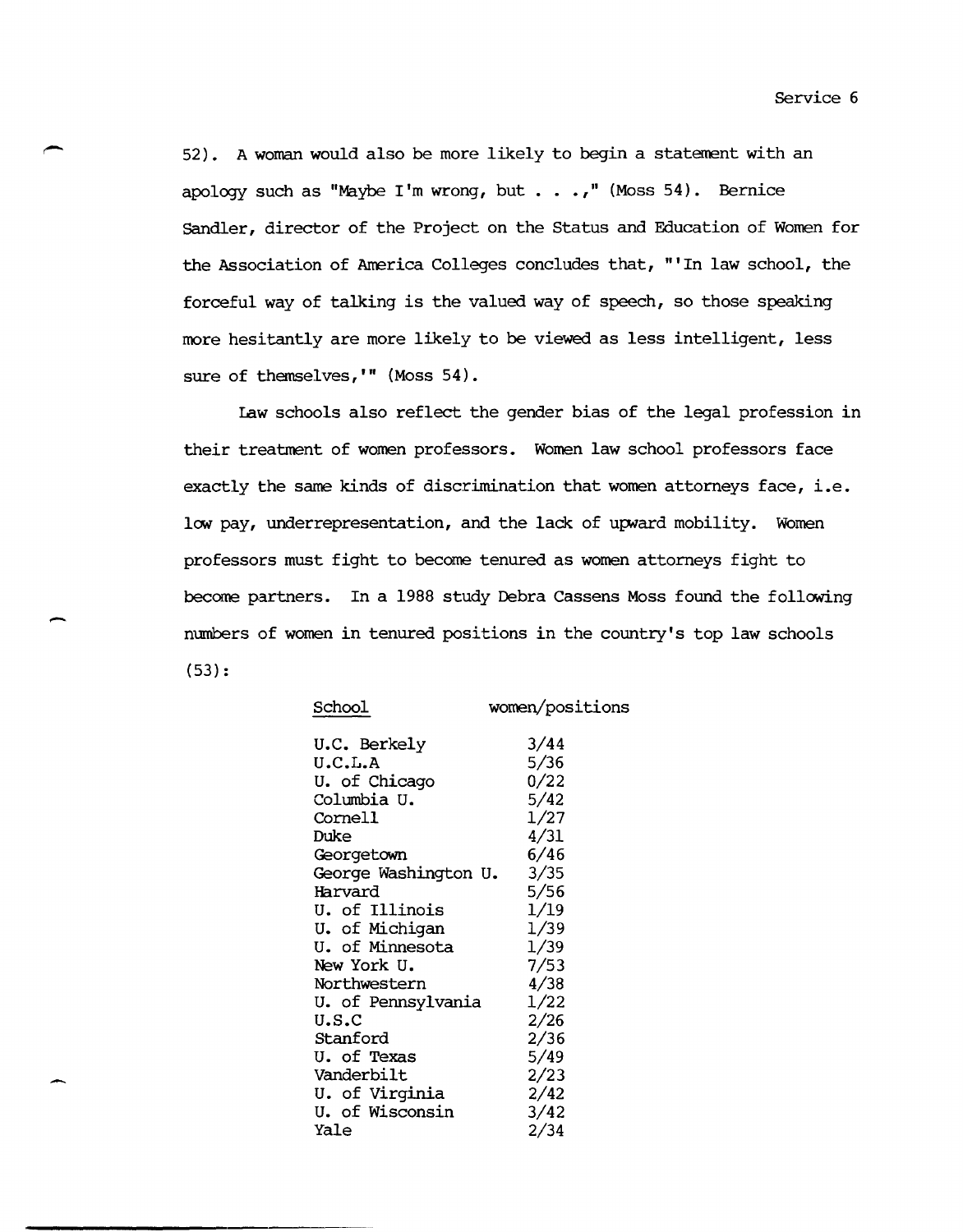52). A woman would also be more likely to begin a statement with an apology such as "Maybe I'm wrong, but . . .," (Moss 54). Bernice Sandler, director of the Project on the Status and Education of Women for the Association of America Colleges concludes that, "'In law school, the forceful way of talking is the valued way of speech, so those speaking more hesitantly are more likely to be viewed as less intelligent, less sure of themselves,'" (Moss 54).

Law schools also reflect the gender bias of the legal profession in their treatment of women professors. Women law school professors face exactly the same kinds of discrimination that women attorneys face, i.e. low pay, underrepresentation, and the lack of upward mobility. Women professors must fight to become tenured as women attorneys fight to become partners. In a 1988 study Debra Cassens Moss found the following numbers of women in tenured positions in the country's top law schools (53):

| School | women/positions |
|---|---|
| U.C. Berkely | 3/44 |
| U.C.L.A | 5/36 |
| U. of Chicago | 0/22 |
| Columbia U. | 5/42 |
| Cornell | 1/27 |
| Duke | 4/31 |
| Georgetown | 6/46 |
| George Washington U. | 3/35 |
| Harvard | 5/56 |
| U. of Illinois | 1/19 |
| U. of Michigan | 1/39 |
| U. of Minnesota | 1/39 |
| New York U. | 7/53 |
| Northwestern | 4/38 |
| U. of Pennsylvania | 1/22 |
| U.S.C | 2/26 |
| Stanford | 2/36 |
| U. of Texas | 5/49 |
| Vanderbilt | 2/23 |
| U. of Virginia | 2/42 |
| U. of Wisconsin | 3/42 |
| Yale | 2/34 |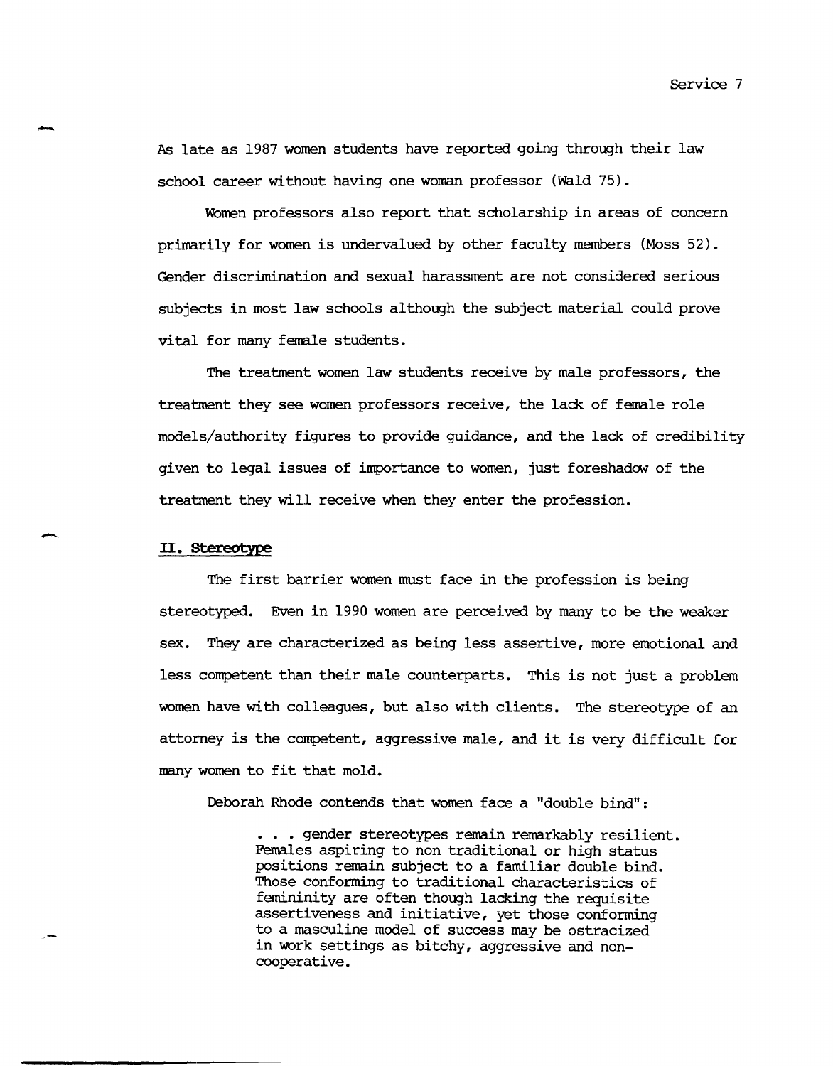As late as 1987 women students have reported going through their law school career without having one woman professor (Wald 75).

Women professors also report that scholarship in areas of concern primarily for women is undervalued by other faculty members (Moss 52). Gender discrimination and sexual harassment are not considered serious subjects in most law schools although the subject material could prove vital for many female students.

The treatment women law students receive by male professors, the treatment they see women professors receive, the lack of female role models/authority figures to provide guidance, and the lack of credibility given to legal issues of importance to women, just foreshadow of the treatment they will receive when they enter the profession.

## II. Stereotype

The first barrier women must face in the profession is being stereotyped. Even in 1990 women are perceived by many to be the weaker sex. They are characterized as being less assertive, more emotional and less competent than their male counterparts. This is not just a problem women have with colleagues, but also with clients. The stereotype of an attorney is the competent, aggressive male, and it is very difficult for many women to fit that mold.

Deborah Rhode contends that women face a "double bind":

> . . . gender stereotypes remain remarkably resilient. Females aspiring to non traditional or high status positions remain subject to a familiar double bind. Those conforming to traditional characteristics of femininity are often though lacking the requisite assertiveness and initiative, yet those conforming to a masculine model of success may be ostracized in work settings as bitchy, aggressive and non-cooperative.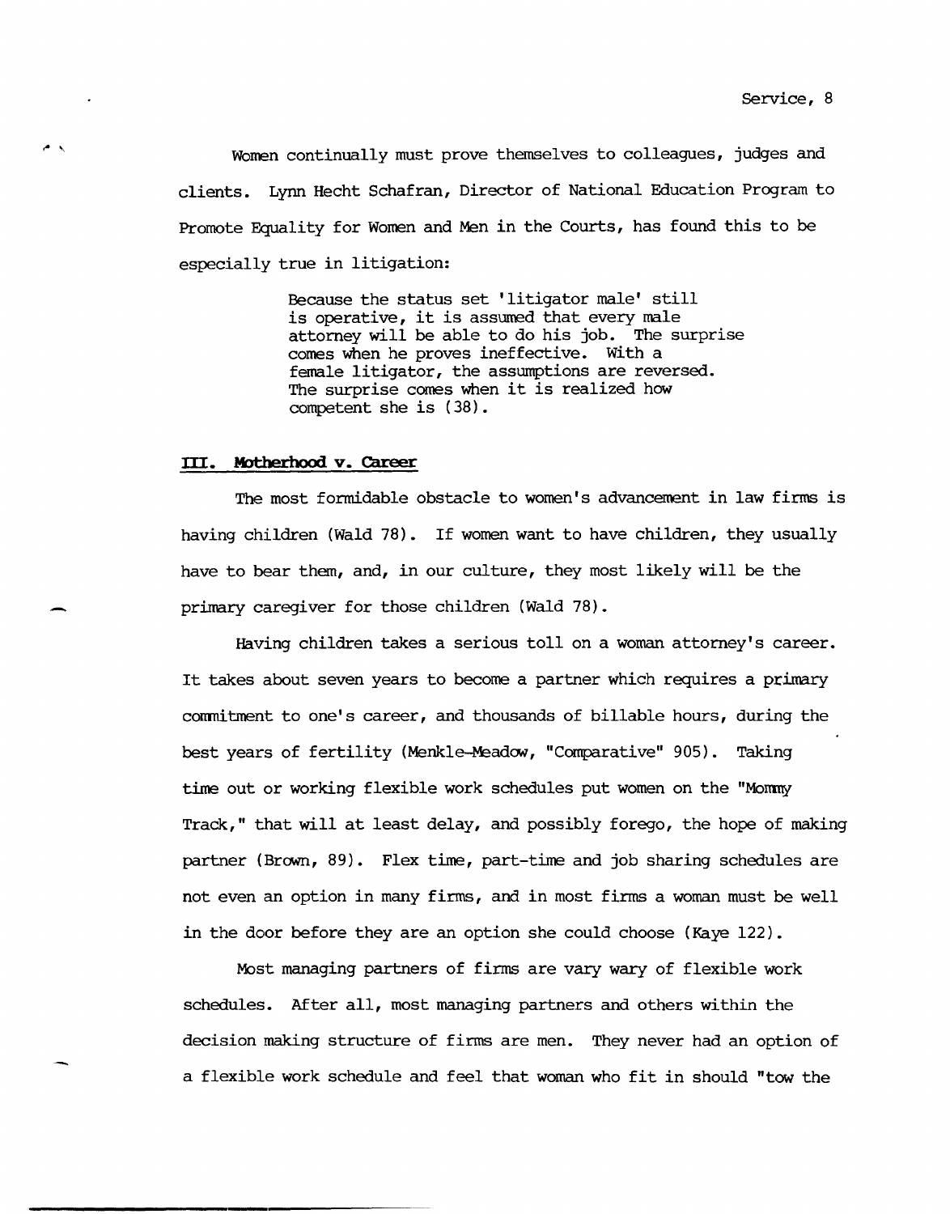Women continually must prove themselves to colleagues, judges and clients. Lynn Hecht Schafran, Director of National Education Program to Promote Equality for Women and Men in the Courts, has found this to be especially true in litigation:

> Because the status set 'litigator male' still is operative, it is assumed that every male attorney will be able to do his job. The surprise comes when he proves ineffective. With a female litigator, the assumptions are reversed. The surprise comes when it is realized how competent she is (38).

## III. Motherhood v. Career

The most formidable obstacle to women's advancement in law firms is having children (Wald 78). If women want to have children, they usually have to bear them, and, in our culture, they most likely will be the primary caregiver for those children (Wald 78).

Having children takes a serious toll on a woman attorney's career. It takes about seven years to become a partner which requires a primary commitment to one's career, and thousands of billable hours, during the best years of fertility (Menkle-Meadow, "Comparative" 905). Taking time out or working flexible work schedules put women on the "Mommy Track," that will at least delay, and possibly forego, the hope of making partner (Brown, 89). Flex time, part-time and job sharing schedules are not even an option in many firms, and in most firms a woman must be well in the door before they are an option she could choose (Kaye 122).

Most managing partners of firms are vary wary of flexible work schedules. After all, most managing partners and others within the decision making structure of firms are men. They never had an option of a flexible work schedule and feel that woman who fit in should "tow the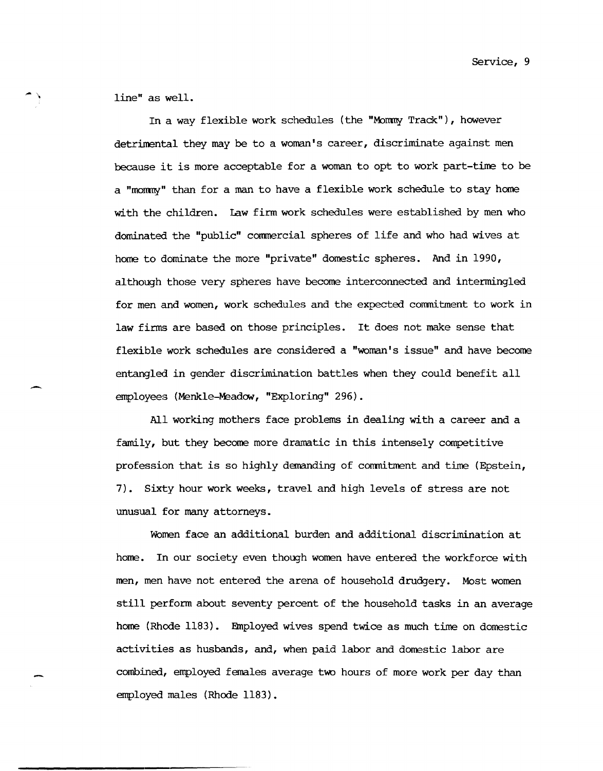line" as well.

In a way flexible work schedules (the "Mommy Track"), however detrimental they may be to a woman's career, discriminate against men because it is more acceptable for a woman to opt to work part-time to be a "mommy" than for a man to have a flexible work schedule to stay home with the children. Law firm work schedules were established by men who dominated the "public" commercial spheres of life and who had wives at home to dominate the more "private" domestic spheres. And in 1990, although those very spheres have become interconnected and intermingled for men and women, work schedules and the expected commitment to work in law firms are based on those principles. It does not make sense that flexible work schedules are considered a "woman's issue" and have become entangled in gender discrimination battles when they could benefit all employees (Menkle-Meadow, "Exploring" 296).

All working mothers face problems in dealing with a career and a family, but they become more dramatic in this intensely competitive profession that is so highly demanding of commitment and time (Epstein, 7). Sixty hour work weeks, travel and high levels of stress are not unusual for many attorneys.

Women face an additional burden and additional discrimination at home. In our society even though women have entered the workforce with men, men have not entered the arena of household drudgery. Most women still perform about seventy percent of the household tasks in an average home (Rhode 1183). Employed wives spend twice as much time on domestic activities as husbands, and, when paid labor and domestic labor are combined, employed females average two hours of more work per day than employed males (Rhode 1183).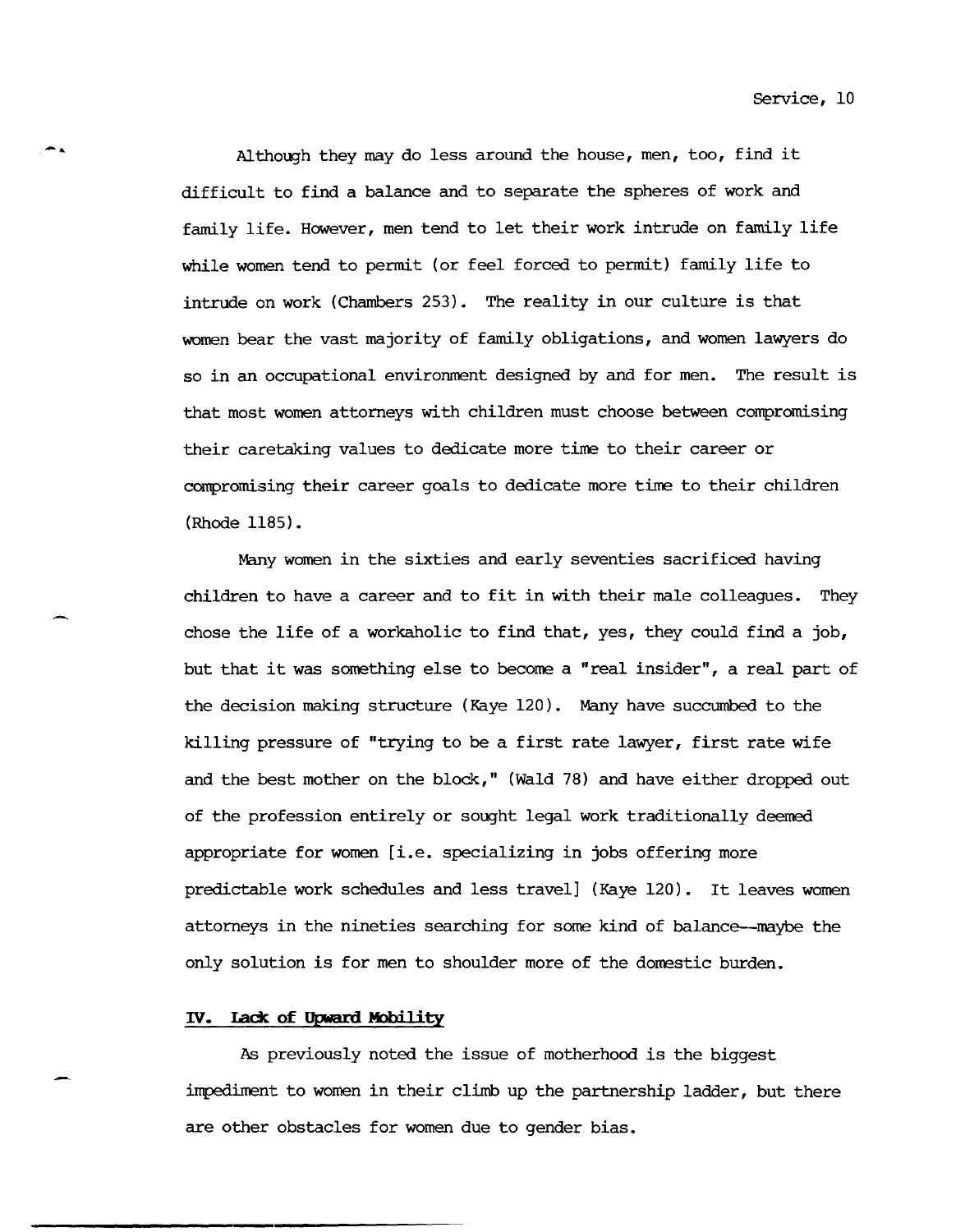Although they may do less around the house, men, too, find it difficult to find a balance and to separate the spheres of work and family life. However, men tend to let their work intrude on family life while women tend to permit (or feel forced to permit) family life to intrude on work (Chambers 253). The reality in our culture is that women bear the vast majority of family obligations, and women lawyers do so in an occupational environment designed by and for men. The result is that most women attorneys with children must choose between compromising their caretaking values to dedicate more time to their career or compromising their career goals to dedicate more time to their children (Rhode 1185).

Many women in the sixties and early seventies sacrificed having children to have a career and to fit in with their male colleagues. They chose the life of a workaholic to find that, yes, they could find a job, but that it was something else to become a "real insider", a real part of the decision making structure (Kaye 120). Many have succumbed to the killing pressure of "trying to be a first rate lawyer, first rate wife and the best mother on the block," (Wald 78) and have either dropped out of the profession entirely or sought legal work traditionally deemed appropriate for women [i.e. specializing in jobs offering more predictable work schedules and less travel] (Kaye 120). It leaves women attorneys in the nineties searching for some kind of balance--maybe the only solution is for men to shoulder more of the domestic burden.

## IV. Lack of Upward Mobility

As previously noted the issue of motherhood is the biggest impediment to women in their climb up the partnership ladder, but there are other obstacles for women due to gender bias.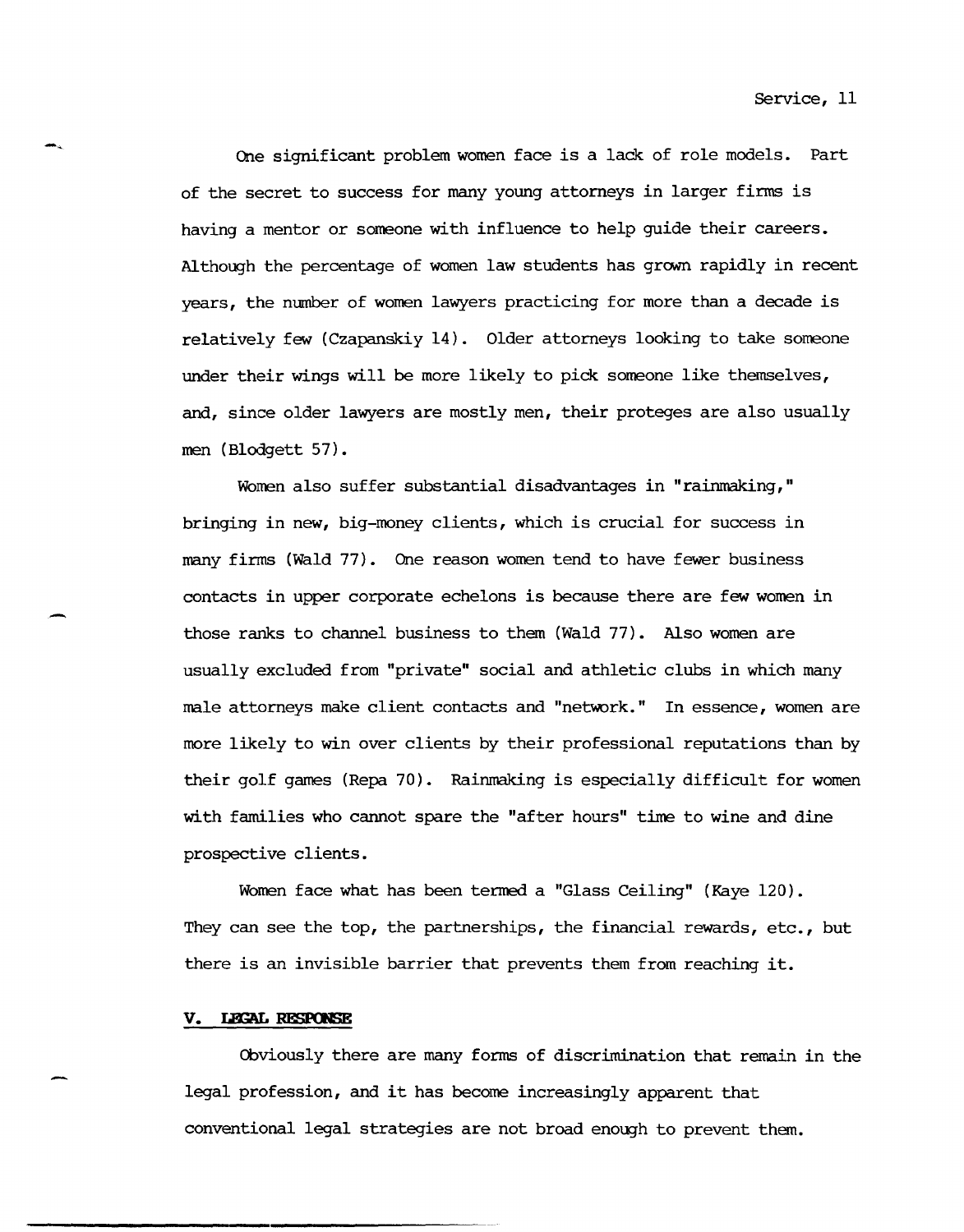One significant problem women face is a lack of role models. Part of the secret to success for many young attorneys in larger firms is having a mentor or someone with influence to help guide their careers. Although the percentage of women law students has grown rapidly in recent years, the number of women lawyers practicing for more than a decade is relatively few (Czapanskiy 14). Older attorneys looking to take someone under their wings will be more likely to pick someone like themselves, and, since older lawyers are mostly men, their proteges are also usually men (Blodgett 57).

Women also suffer substantial disadvantages in "rainmaking," bringing in new, big-money clients, which is crucial for success in many firms (Wald 77). One reason women tend to have fewer business contacts in upper corporate echelons is because there are few women in those ranks to channel business to them (Wald 77). Also women are usually excluded from "private" social and athletic clubs in which many male attorneys make client contacts and "network." In essence, women are more likely to win over clients by their professional reputations than by their golf games (Repa 70). Rainmaking is especially difficult for women with families who cannot spare the "after hours" time to wine and dine prospective clients.

Women face what has been termed a "Glass Ceiling" (Kaye 120). They can see the top, the partnerships, the financial rewards, etc., but there is an invisible barrier that prevents them from reaching it.

## V. LEGAL RESPONSE

Obviously there are many forms of discrimination that remain in the legal profession, and it has become increasingly apparent that conventional legal strategies are not broad enough to prevent them.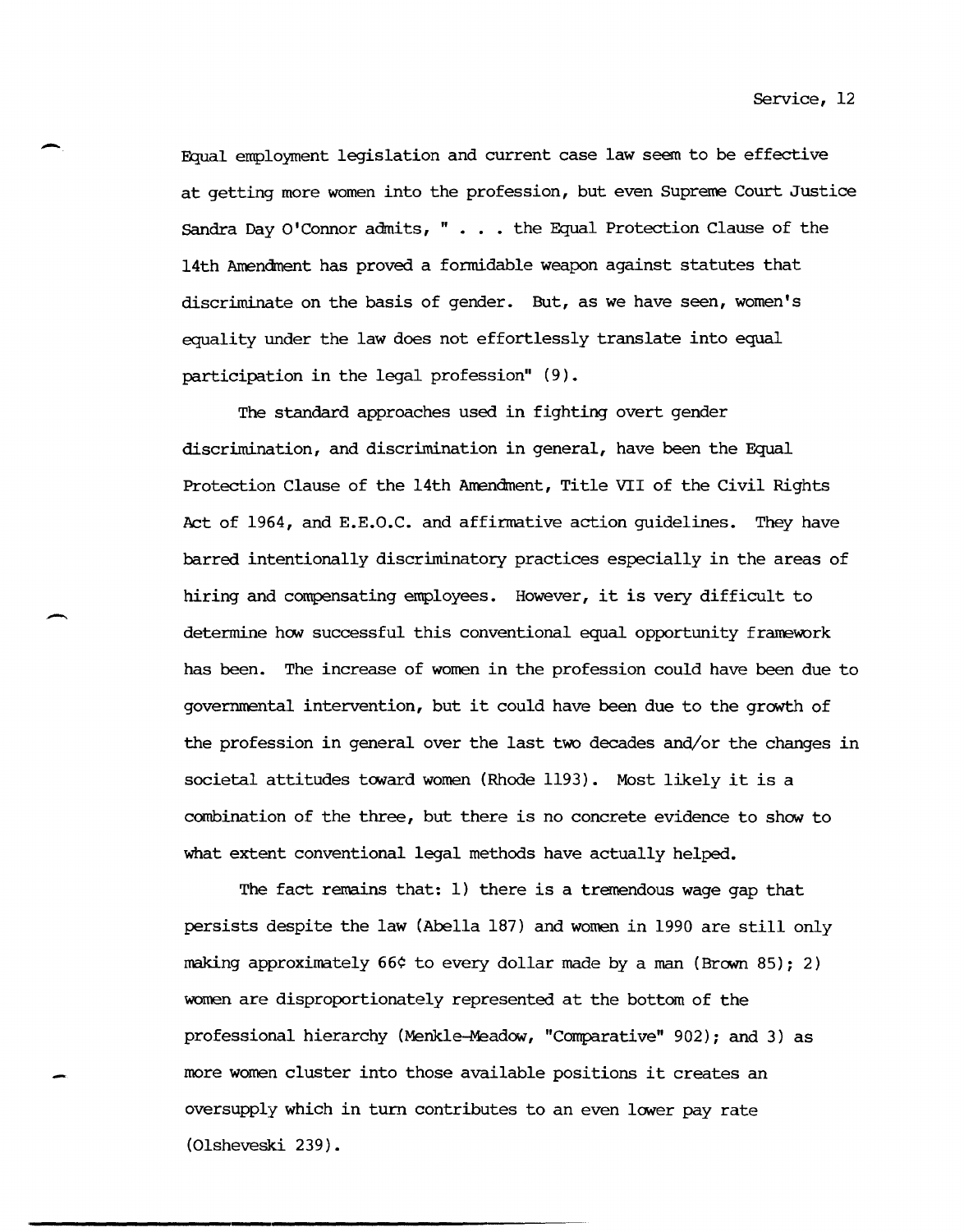Equal employment legislation and current case law seem to be effective at getting more women into the profession, but even Supreme Court Justice Sandra Day O'Connor admits, " . . . the Equal Protection Clause of the 14th Amendment has proved a formidable weapon against statutes that discriminate on the basis of gender. But, as we have seen, women's equality under the law does not effortlessly translate into equal participation in the legal profession" (9).

The standard approaches used in fighting overt gender discrimination, and discrimination in general, have been the Equal Protection Clause of the 14th Amendment, Title VII of the Civil Rights Act of 1964, and E.E.O.C. and affirmative action guidelines. They have barred intentionally discriminatory practices especially in the areas of hiring and compensating employees. However, it is very difficult to determine how successful this conventional equal opportunity framework has been. The increase of women in the profession could have been due to governmental intervention, but it could have been due to the growth of the profession in general over the last two decades and/or the changes in societal attitudes toward women (Rhode 1193). Most likely it is a combination of the three, but there is no concrete evidence to show to what extent conventional legal methods have actually helped.

The fact remains that: 1) there is a tremendous wage gap that persists despite the law (Abella 187) and women in 1990 are still only making approximately 66¢ to every dollar made by a man (Brown 85); 2) women are disproportionately represented at the bottom of the professional hierarchy (Menkle-Meadow, "Comparative" 902); and 3) as more women cluster into those available positions it creates an oversupply which in turn contributes to an even lower pay rate (Olsheveski 239).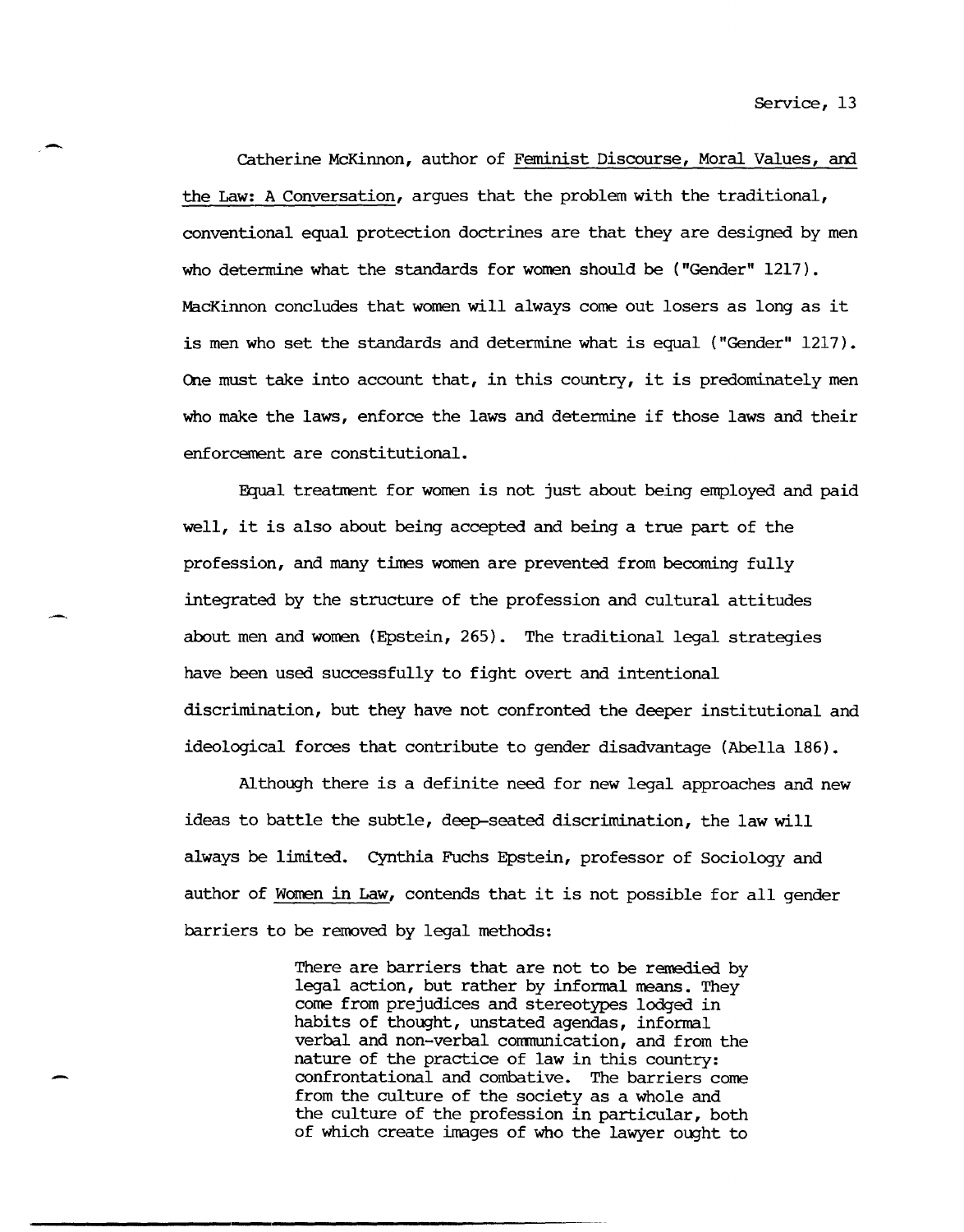Catherine McKinnon, author of Feminist Discourse, Moral Values, and the Law: A Conversation, argues that the problem with the traditional, conventional equal protection doctrines are that they are designed by men who determine what the standards for women should be ("Gender" 1217). MacKinnon concludes that women will always come out losers as long as it is men who set the standards and determine what is equal ("Gender" 1217). One must take into account that, in this country, it is predominately men who make the laws, enforce the laws and determine if those laws and their enforcement are constitutional.

Equal treatment for women is not just about being employed and paid well, it is also about being accepted and being a true part of the profession, and many times women are prevented from becoming fully integrated by the structure of the profession and cultural attitudes about men and women (Epstein, 265). The traditional legal strategies have been used successfully to fight overt and intentional discrimination, but they have not confronted the deeper institutional and ideological forces that contribute to gender disadvantage (Abella 186).

Although there is a definite need for new legal approaches and new ideas to battle the subtle, deep-seated discrimination, the law will always be limited. Cynthia Fuchs Epstein, professor of Sociology and author of Women in Law, contends that it is not possible for all gender barriers to be removed by legal methods:

> There are barriers that are not to be remedied by legal action, but rather by informal means. They come from prejudices and stereotypes lodged in habits of thought, unstated agendas, informal verbal and non-verbal communication, and from the nature of the practice of law in this country: confrontational and combative. The barriers come from the culture of the society as a whole and the culture of the profession in particular, both of which create images of who the lawyer ought to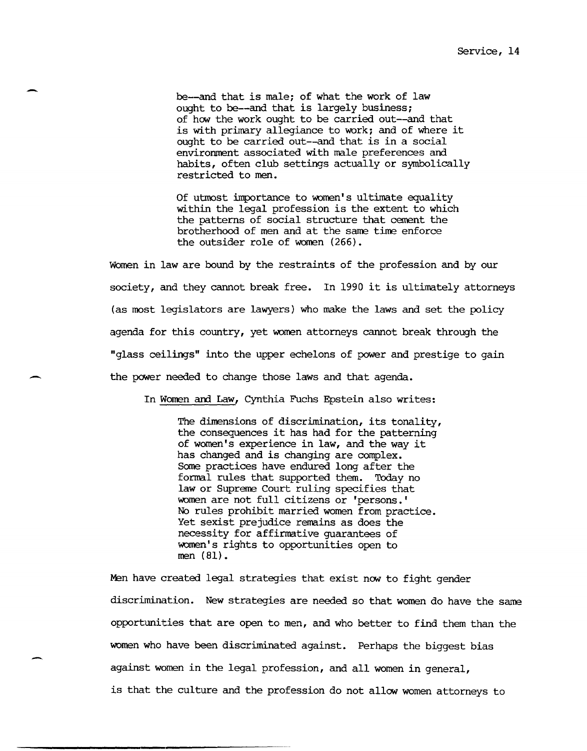> be--and that is male; of what the work of law ought to be--and that is largely business; of how the work ought to be carried out--and that is with primary allegiance to work; and of where it ought to be carried out--and that is in a social environment associated with male preferences and habits, often club settings actually or symbolically restricted to men.
>
> Of utmost importance to women's ultimate equality within the legal profession is the extent to which the patterns of social structure that cement the brotherhood of men and at the same time enforce the outsider role of women (266).

Women in law are bound by the restraints of the profession and by our society, and they cannot break free. In 1990 it is ultimately attorneys (as most legislators are lawyers) who make the laws and set the policy agenda for this country, yet women attorneys cannot break through the "glass ceilings" into the upper echelons of power and prestige to gain the power needed to change those laws and that agenda.

In Women and Law, Cynthia Fuchs Epstein also writes:

> The dimensions of discrimination, its tonality, the consequences it has had for the patterning of women's experience in law, and the way it has changed and is changing are complex. Some practices have endured long after the formal rules that supported them. Today no law or Supreme Court ruling specifies that women are not full citizens or 'persons.' No rules prohibit married women from practice. Yet sexist prejudice remains as does the necessity for affirmative guarantees of women's rights to opportunities open to men (81).

Men have created legal strategies that exist now to fight gender discrimination. New strategies are needed so that women do have the same opportunities that are open to men, and who better to find them than the women who have been discriminated against. Perhaps the biggest bias against women in the legal profession, and all women in general, is that the culture and the profession do not allow women attorneys to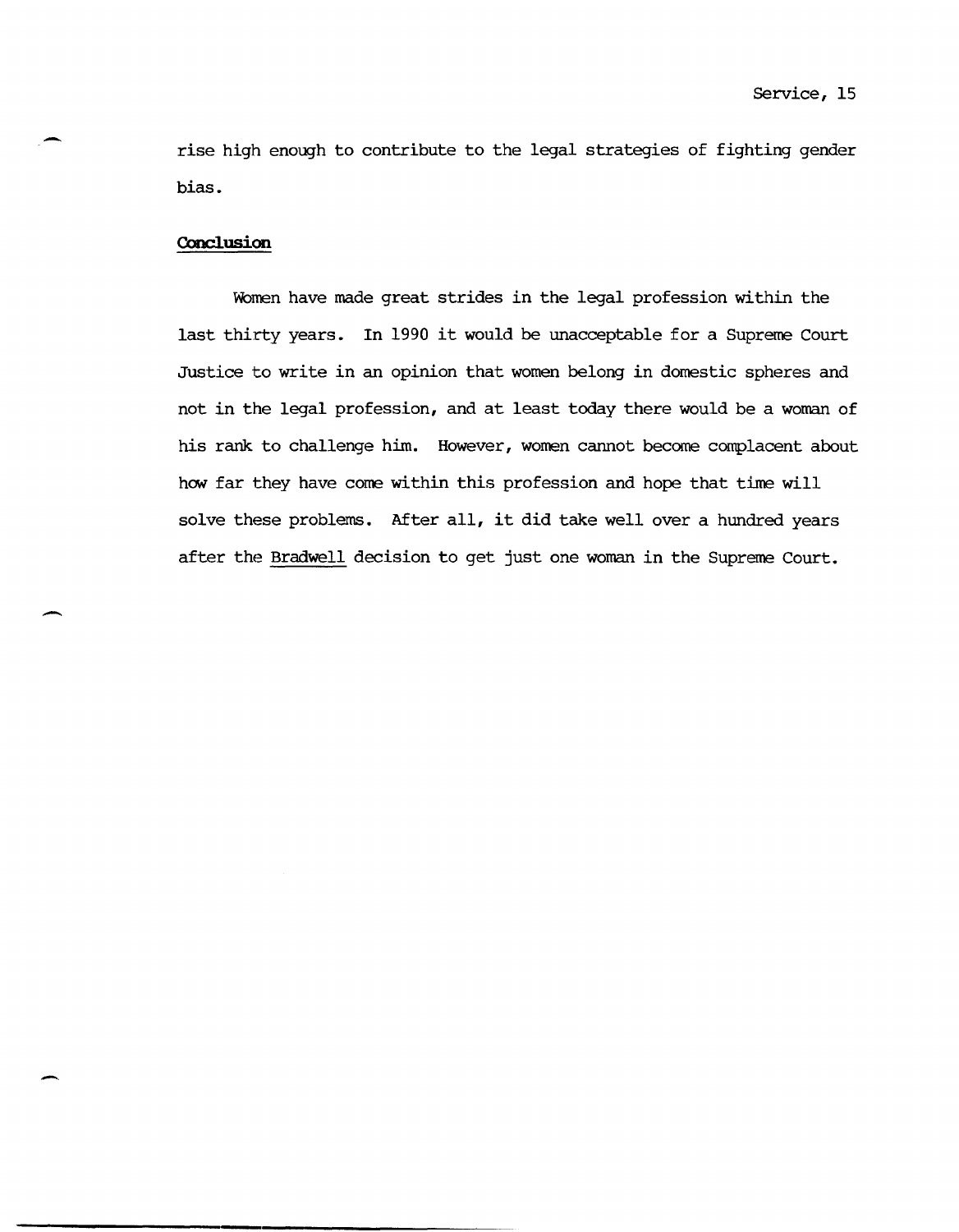rise high enough to contribute to the legal strategies of fighting gender bias.

## Conclusion

Women have made great strides in the legal profession within the last thirty years. In 1990 it would be unacceptable for a Supreme Court Justice to write in an opinion that women belong in domestic spheres and not in the legal profession, and at least today there would be a woman of his rank to challenge him. However, women cannot become complacent about how far they have come within this profession and hope that time will solve these problems. After all, it did take well over a hundred years after the Bradwell decision to get just one woman in the Supreme Court.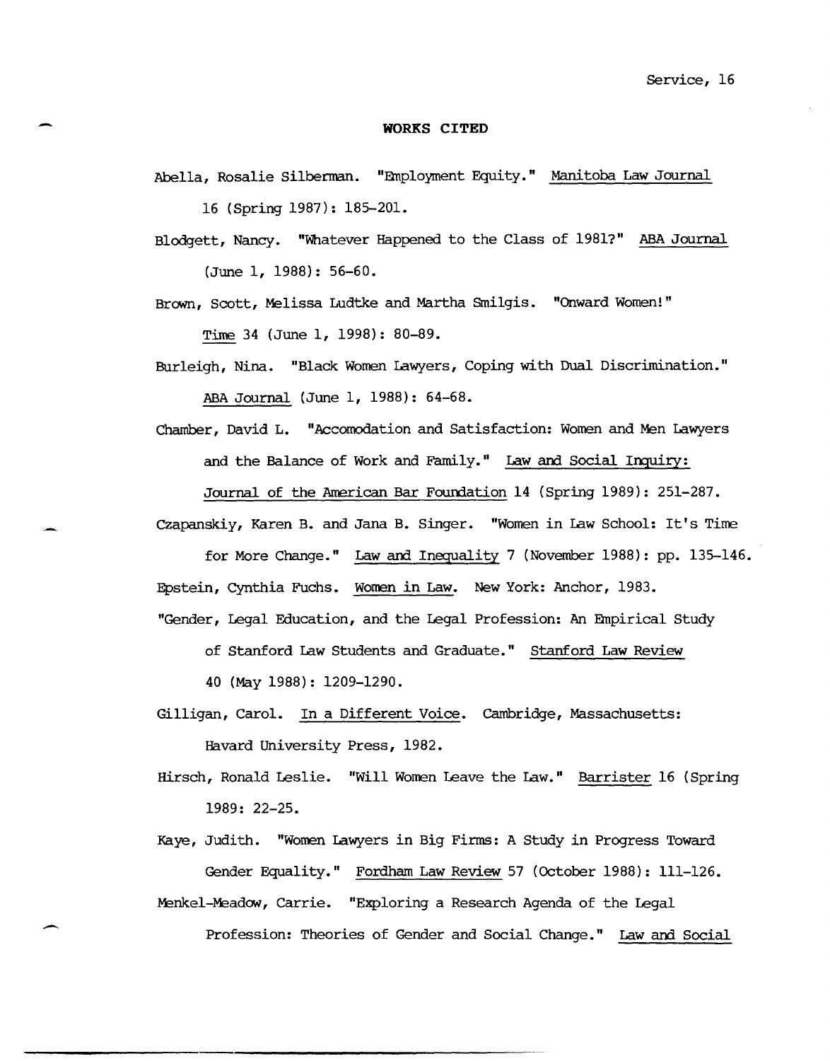## WORKS CITED

Abella, Rosalie Silberman. "Employment Equity." Manitoba Law Journal 16 (Spring 1987): 185-201.

Blodgett, Nancy. "Whatever Happened to the Class of 1981?" ABA Journal (June 1, 1988): 56-60.

Brown, Scott, Melissa Ludtke and Martha Smilgis. "Onward Women!" Time 34 (June 1, 1998): 80-89.

Burleigh, Nina. "Black Women Lawyers, Coping with Dual Discrimination." ABA Journal (June 1, 1988): 64-68.

Chamber, David L. "Accomodation and Satisfaction: Women and Men Lawyers and the Balance of Work and Family." Law and Social Inquiry: Journal of the American Bar Foundation 14 (Spring 1989): 251-287.

Czapanskiy, Karen B. and Jana B. Singer. "Women in Law School: It's Time for More Change." Law and Inequality 7 (November 1988): pp. 135-146.

Epstein, Cynthia Fuchs. Women in Law. New York: Anchor, 1983.

"Gender, Legal Education, and the Legal Profession: An Empirical Study of Stanford Law Students and Graduate." Stanford Law Review 40 (May 1988): 1209-1290.

Gilligan, Carol. In a Different Voice. Cambridge, Massachusetts: Havard University Press, 1982.

Hirsch, Ronald Leslie. "Will Women Leave the Law." Barrister 16 (Spring 1989: 22-25.

Kaye, Judith. "Women Lawyers in Big Firms: A Study in Progress Toward Gender Equality." Fordham Law Review 57 (October 1988): 111-126.

Menkel-Meadow, Carrie. "Exploring a Research Agenda of the Legal Profession: Theories of Gender and Social Change." Law and Social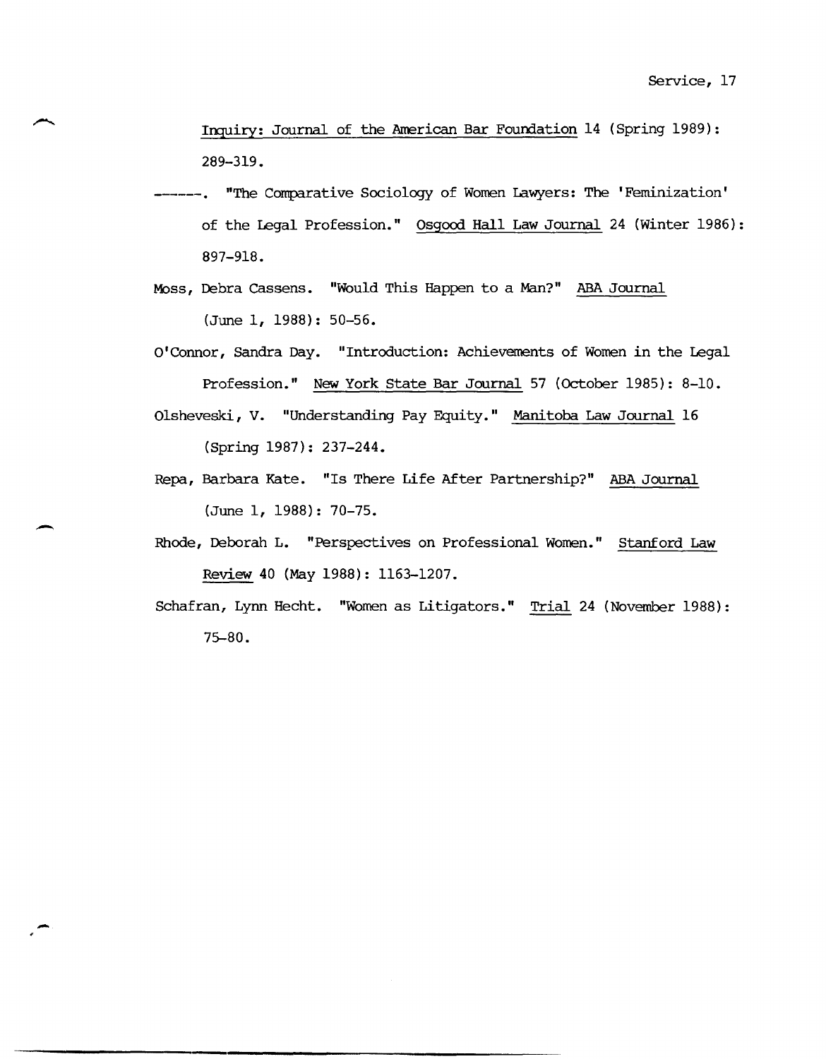Inquiry: Journal of the American Bar Foundation 14 (Spring 1989): 289-319.

------. "The Comparative Sociology of Women Lawyers: The 'Feminization' of the Legal Profession." Osgood Hall Law Journal 24 (Winter 1986): 897-918.

Moss, Debra Cassens. "Would This Happen to a Man?" ABA Journal (June 1, 1988): 50-56.

O'Connor, Sandra Day. "Introduction: Achievements of Women in the Legal Profession." New York State Bar Journal 57 (October 1985): 8-10.

Olsheveski, V. "Understanding Pay Equity." Manitoba Law Journal 16 (Spring 1987): 237-244.

Repa, Barbara Kate. "Is There Life After Partnership?" ABA Journal (June 1, 1988): 70-75.

Rhode, Deborah L. "Perspectives on Professional Women." Stanford Law Review 40 (May 1988): 1163-1207.

Schafran, Lynn Hecht. "Women as Litigators." Trial 24 (November 1988): 75-80.